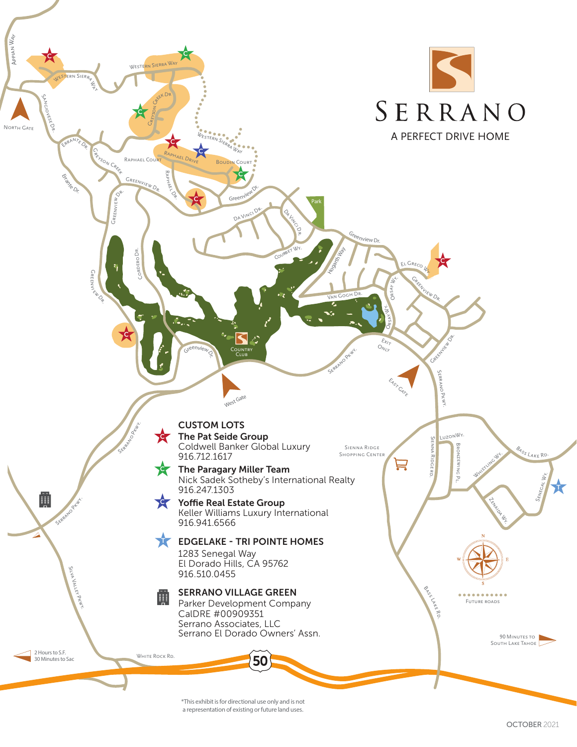# SERRANO

A PERFECT DRIVE HOME

## CUSTOM LOTS

**The Pat Seide Group**
Coldwell Banker Global Luxury
916.712.1617

**The Paragary Miller Team**
Nick Sadek Sotheby's International Realty
916.247.1303

**Yoffie Real Estate Group**
Keller Williams Luxury International
916.941.6566

## EDGELAKE - TRI POINTE HOMES

1283 Senegal Way
El Dorado Hills, CA 95762
916.510.0455

## SERRANO VILLAGE GREEN

Parker Development Company
CalDRE #00909351
Serrano Associates, LLC
Serrano El Dorado Owners' Assn.

Appian Way · Western Sierra Way · Sangiovese Dr. · North Gate · Errante Dr. · Greyson Creek · Greyson Creek Dr. · Raphael Court · Raphael Drive · Raphael Dr. · Boudin Court · Greenview Dr. · Da Vinci Dr. · Courbet Wy. · Park · Hogarth Way · El Greco Wy. · Cordero Dr. · Van Gogh Dr. · Orsay Wy. · Country Club · Exit Only · Serrano Pkwy. · West Gate · East Gate · Sienna Ridge Shopping Center · Sienna Ridge Rd. · Luzon Wy. · Bronzewing Pl. · Whistling Wy. · Bass Lake Rd. · Senegal Wy. · Zenaida Wy. · Silva Valley Pkwy. · White Rock Rd. · 50

Future roads

2 Hours to S.F.
30 Minutes to Sac

90 Minutes to South Lake Tahoe

*This exhibit is for directional use only and is not a representation of existing or future land uses.

OCTOBER 2021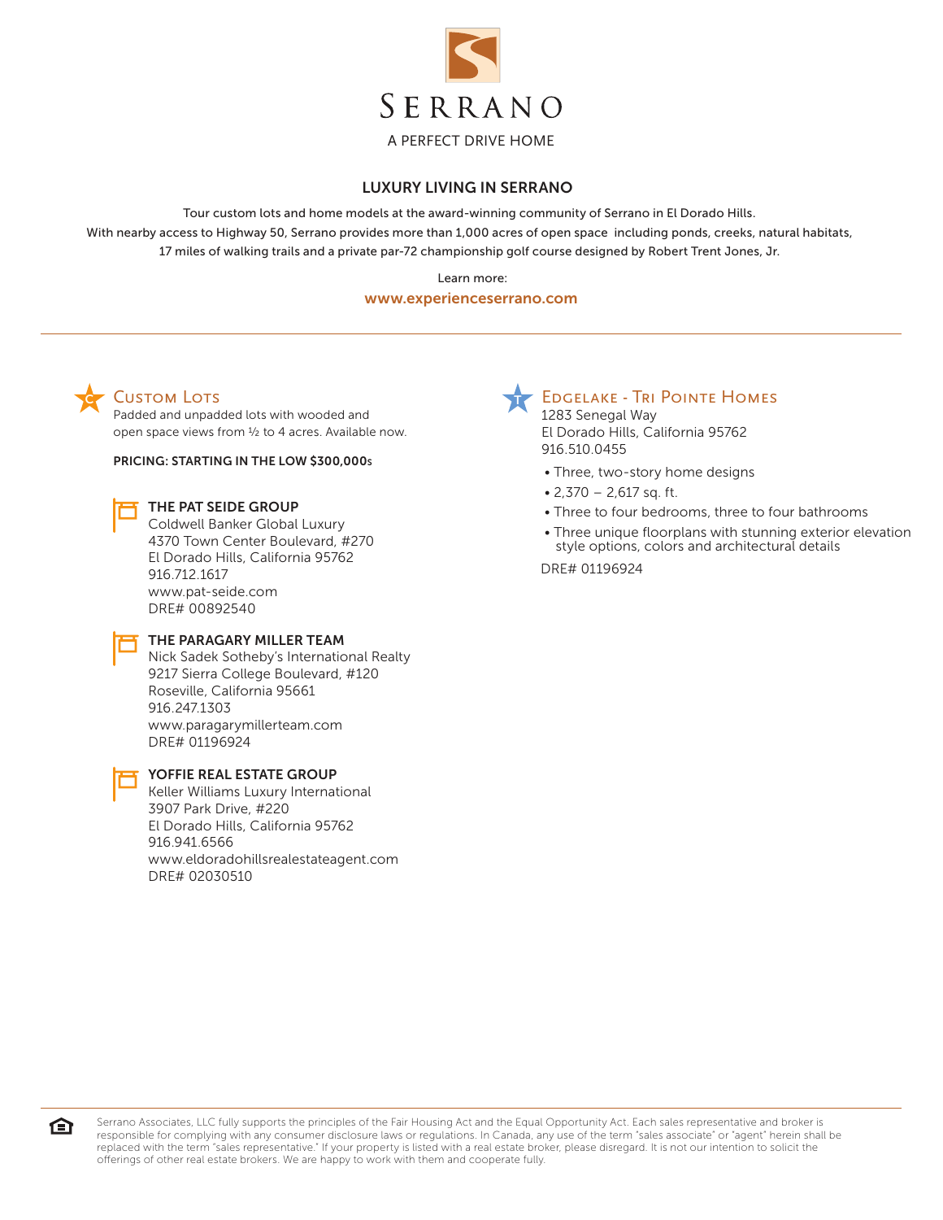# SERRANO

A PERFECT DRIVE HOME

## LUXURY LIVING IN SERRANO

Tour custom lots and home models at the award-winning community of Serrano in El Dorado Hills.
With nearby access to Highway 50, Serrano provides more than 1,000 acres of open space including ponds, creeks, natural habitats, 17 miles of walking trails and a private par-72 championship golf course designed by Robert Trent Jones, Jr.

Learn more:

www.experienceserrano.com

---

### Custom Lots

Padded and unpadded lots with wooded and open space views from ½ to 4 acres. Available now.

**PRICING: STARTING IN THE LOW $300,000s**

**THE PAT SEIDE GROUP**
Coldwell Banker Global Luxury
4370 Town Center Boulevard, #270
El Dorado Hills, California 95762
916.712.1617
www.pat-seide.com
DRE# 00892540

**THE PARAGARY MILLER TEAM**
Nick Sadek Sotheby's International Realty
9217 Sierra College Boulevard, #120
Roseville, California 95661
916.247.1303
www.paragarymillerteam.com
DRE# 01196924

**YOFFIE REAL ESTATE GROUP**
Keller Williams Luxury International
3907 Park Drive, #220
El Dorado Hills, California 95762
916.941.6566
www.eldoradohillsrealestateagent.com
DRE# 02030510

### Edgelake - Tri Pointe Homes

1283 Senegal Way
El Dorado Hills, California 95762
916.510.0455

- Three, two-story home designs
- 2,370 – 2,617 sq. ft.
- Three to four bedrooms, three to four bathrooms
- Three unique floorplans with stunning exterior elevation style options, colors and architectural details

DRE# 01196924

---

Serrano Associates, LLC fully supports the principles of the Fair Housing Act and the Equal Opportunity Act. Each sales representative and broker is responsible for complying with any consumer disclosure laws or regulations. In Canada, any use of the term "sales associate" or "agent" herein shall be replaced with the term "sales representative." If your property is listed with a real estate broker, please disregard. It is not our intention to solicit the offerings of other real estate brokers. We are happy to work with them and cooperate fully.